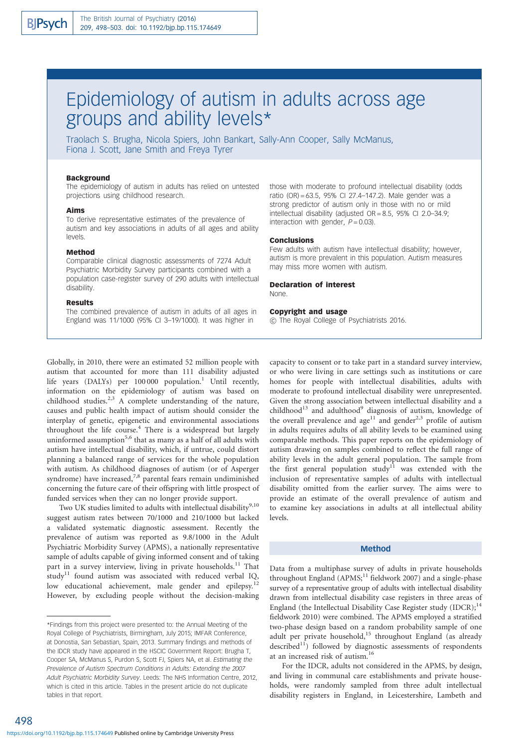# Epidemiology of autism in adults across age groups and ability levels*

Traolach S. Brugha, Nicola Spiers, John Bankart, Sally-Ann Cooper, Sally McManus, Fiona J. Scott, Jane Smith and Freya Tyrer

### Background

The epidemiology of autism in adults has relied on untested projections using childhood research.

### Aims

To derive representative estimates of the prevalence of autism and key associations in adults of all ages and ability levels.

### Method

Comparable clinical diagnostic assessments of 7274 Adult Psychiatric Morbidity Survey participants combined with a population case-register survey of 290 adults with intellectual disability.

### Results

The combined prevalence of autism in adults of all ages in England was 11/1000 (95% CI 3–19/1000). It was higher in those with moderate to profound intellectual disability (odds ratio (OR) = 63.5, 95% CI 27.4–147.2). Male gender was a strong predictor of autism only in those with no or mild intellectual disability (adjusted OR = 8.5, 95% CI 2.0–34.9; interaction with gender, $P = 0.03$).

### Conclusions

Few adults with autism have intellectual disability; however, autism is more prevalent in this population. Autism measures may miss more women with autism.

### Declaration of interest

None.

### Copyright and usage

© The Royal College of Psychiatrists 2016.

Globally, in 2010, there were an estimated 52 million people with autism that accounted for more than 111 disability adjusted life years (DALYs) per 100 000 population.[1] Until recently, information on the epidemiology of autism was based on childhood studies.[2,3] A complete understanding of the nature, causes and public health impact of autism should consider the interplay of genetic, epigenetic and environmental associations throughout the life course.[4] There is a widespread but largely uninformed assumption[5,6] that as many as a half of all adults with autism have intellectual disability, which, if untrue, could distort planning a balanced range of services for the whole population with autism. As childhood diagnoses of autism (or of Asperger syndrome) have increased,[7,8] parental fears remain undiminished concerning the future care of their offspring with little prospect of funded services when they can no longer provide support.

Two UK studies limited to adults with intellectual disability[9,10] suggest autism rates between 70/1000 and 210/1000 but lacked a validated systematic diagnostic assessment. Recently the prevalence of autism was reported as 9.8/1000 in the Adult Psychiatric Morbidity Survey (APMS), a nationally representative sample of adults capable of giving informed consent and of taking part in a survey interview, living in private households.[11] That study[11] found autism was associated with reduced verbal IQ, low educational achievement, male gender and epilepsy.[12] However, by excluding people without the decision-making capacity to consent or to take part in a standard survey interview, or who were living in care settings such as institutions or care homes for people with intellectual disabilities, adults with moderate to profound intellectual disability were unrepresented. Given the strong association between intellectual disability and a childhood[13] and adulthood[9] diagnosis of autism, knowledge of the overall prevalence and age[11] and gender[2,3] profile of autism in adults requires adults of all ability levels to be examined using comparable methods. This paper reports on the epidemiology of autism drawing on samples combined to reflect the full range of ability levels in the adult general population. The sample from the first general population study[11] was extended with the inclusion of representative samples of adults with intellectual disability omitted from the earlier survey. The aims were to provide an estimate of the overall prevalence of autism and to examine key associations in adults at all intellectual ability levels.

## Method

Data from a multiphase survey of adults in private households throughout England (APMS;[11] fieldwork 2007) and a single-phase survey of a representative group of adults with intellectual disability drawn from intellectual disability case registers in three areas of England (the Intellectual Disability Case Register study (IDCR);[14] fieldwork 2010) were combined. The APMS employed a stratified two-phase design based on a random probability sample of one adult per private household,[15] throughout England (as already described[11]) followed by diagnostic assessments of respondents at an increased risk of autism.[16]

For the IDCR, adults not considered in the APMS, by design, and living in communal care establishments and private households, were randomly sampled from three adult intellectual disability registers in England, in Leicestershire, Lambeth and

---

*Findings from this project were presented to: the Annual Meeting of the Royal College of Psychiatrists, Birmingham, July 2015; IMFAR Conference, at Donostia, San Sebastian, Spain, 2013. Summary findings and methods of the IDCR study have appeared in the HSCIC Government Report: Brugha T, Cooper SA, McManus S, Purdon S, Scott FJ, Spiers NA, et al. *Estimating the Prevalence of Autism Spectrum Conditions in Adults: Extending the 2007 Adult Psychiatric Morbidity Survey*. Leeds: The NHS Information Centre, 2012, which is cited in this article. Tables in the present article do not duplicate tables in that report.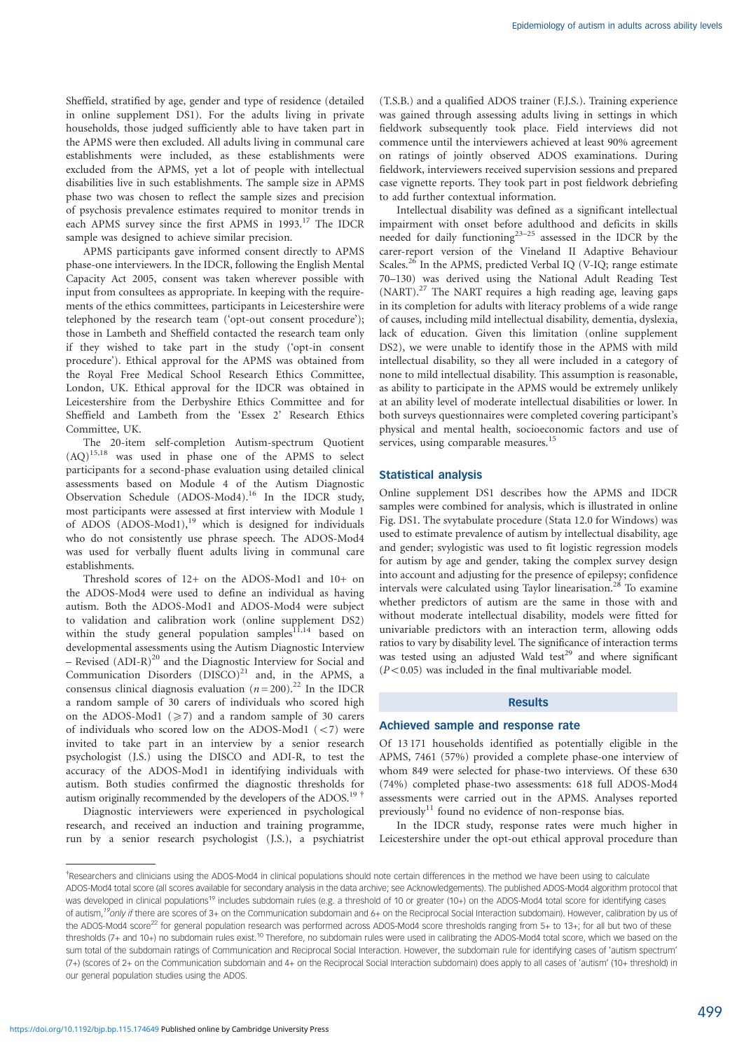Sheffield, stratified by age, gender and type of residence (detailed in online supplement DS1). For the adults living in private households, those judged sufficiently able to have taken part in the APMS were then excluded. All adults living in communal care establishments were included, as these establishments were excluded from the APMS, yet a lot of people with intellectual disabilities live in such establishments. The sample size in APMS phase two was chosen to reflect the sample sizes and precision of psychosis prevalence estimates required to monitor trends in each APMS survey since the first APMS in 1993.[17] The IDCR sample was designed to achieve similar precision.

APMS participants gave informed consent directly to APMS phase-one interviewers. In the IDCR, following the English Mental Capacity Act 2005, consent was taken wherever possible with input from consultees as appropriate. In keeping with the requirements of the ethics committees, participants in Leicestershire were telephoned by the research team ('opt-out consent procedure'); those in Lambeth and Sheffield contacted the research team only if they wished to take part in the study ('opt-in consent procedure'). Ethical approval for the APMS was obtained from the Royal Free Medical School Research Ethics Committee, London, UK. Ethical approval for the IDCR was obtained in Leicestershire from the Derbyshire Ethics Committee and for Sheffield and Lambeth from the 'Essex 2' Research Ethics Committee, UK.

The 20-item self-completion Autism-spectrum Quotient (AQ)[15,18] was used in phase one of the APMS to select participants for a second-phase evaluation using detailed clinical assessments based on Module 4 of the Autism Diagnostic Observation Schedule (ADOS-Mod4).[16] In the IDCR study, most participants were assessed at first interview with Module 1 of ADOS (ADOS-Mod1),[19] which is designed for individuals who do not consistently use phrase speech. The ADOS-Mod4 was used for verbally fluent adults living in communal care establishments.

Threshold scores of 12+ on the ADOS-Mod1 and 10+ on the ADOS-Mod4 were used to define an individual as having autism. Both the ADOS-Mod1 and ADOS-Mod4 were subject to validation and calibration work (online supplement DS2) within the study general population samples[11,14] based on developmental assessments using the Autism Diagnostic Interview – Revised (ADI-R)[20] and the Diagnostic Interview for Social and Communication Disorders (DISCO)[21] and, in the APMS, a consensus clinical diagnosis evaluation ($n=200$).[22] In the IDCR a random sample of 30 carers of individuals who scored high on the ADOS-Mod1 ($\geq 7$) and a random sample of 30 carers of individuals who scored low on the ADOS-Mod1 ($<7$) were invited to take part in an interview by a senior research psychologist (J.S.) using the DISCO and ADI-R, to test the accuracy of the ADOS-Mod1 in identifying individuals with autism. Both studies confirmed the diagnostic thresholds for autism originally recommended by the developers of the ADOS.[19 †]

Diagnostic interviewers were experienced in psychological research, and received an induction and training programme, run by a senior research psychologist (J.S.), a psychiatrist (T.S.B.) and a qualified ADOS trainer (F.J.S.). Training experience was gained through assessing adults living in settings in which fieldwork subsequently took place. Field interviews did not commence until the interviewers achieved at least 90% agreement on ratings of jointly observed ADOS examinations. During fieldwork, interviewers received supervision sessions and prepared case vignette reports. They took part in post fieldwork debriefing to add further contextual information.

Intellectual disability was defined as a significant intellectual impairment with onset before adulthood and deficits in skills needed for daily functioning[23–25] assessed in the IDCR by the carer-report version of the Vineland II Adaptive Behaviour Scales.[26] In the APMS, predicted Verbal IQ (V-IQ; range estimate 70–130) was derived using the National Adult Reading Test (NART).[27] The NART requires a high reading age, leaving gaps in its completion for adults with literacy problems of a wide range of causes, including mild intellectual disability, dementia, dyslexia, lack of education. Given this limitation (online supplement DS2), we were unable to identify those in the APMS with mild intellectual disability, so they all were included in a category of none to mild intellectual disability. This assumption is reasonable, as ability to participate in the APMS would be extremely unlikely at an ability level of moderate intellectual disabilities or lower. In both surveys questionnaires were completed covering participant's physical and mental health, socioeconomic factors and use of services, using comparable measures.[15]

### Statistical analysis

Online supplement DS1 describes how the APMS and IDCR samples were combined for analysis, which is illustrated in online Fig. DS1. The svytabulate procedure (Stata 12.0 for Windows) was used to estimate prevalence of autism by intellectual disability, age and gender; svylogistic was used to fit logistic regression models for autism by age and gender, taking the complex survey design into account and adjusting for the presence of epilepsy; confidence intervals were calculated using Taylor linearisation.[28] To examine whether predictors of autism are the same in those with and without moderate intellectual disability, models were fitted for univariable predictors with an interaction term, allowing odds ratios to vary by disability level. The significance of interaction terms was tested using an adjusted Wald test[29] and where significant ($P<0.05$) was included in the final multivariable model.

## Results

### Achieved sample and response rate

Of 13 171 households identified as potentially eligible in the APMS, 7461 (57%) provided a complete phase-one interview of whom 849 were selected for phase-two interviews. Of these 630 (74%) completed phase-two assessments: 618 full ADOS-Mod4 assessments were carried out in the APMS. Analyses reported previously[11] found no evidence of non-response bias.

In the IDCR study, response rates were much higher in Leicestershire under the opt-out ethical approval procedure than

---

†Researchers and clinicians using the ADOS-Mod4 in clinical populations should note certain differences in the method we have been using to calculate ADOS-Mod4 total score (all scores available for secondary analysis in the data archive; see Acknowledgements). The published ADOS-Mod4 algorithm protocol that was developed in clinical populations[19] includes subdomain rules (e.g. a threshold of 10 or greater (10+) on the ADOS-Mod4 total score for identifying cases of autism,[19] *only if* there are scores of 3+ on the Communication subdomain and 6+ on the Reciprocal Social Interaction subdomain). However, calibration by us of the ADOS-Mod4 score[22] for general population research was performed across ADOS-Mod4 score thresholds ranging from 5+ to 13+; for all but two of these thresholds (7+ and 10+) no subdomain rules exist.[10] Therefore, no subdomain rules were used in calibrating the ADOS-Mod4 total score, which we based on the sum total of the subdomain ratings of Communication and Reciprocal Social Interaction. However, the subdomain rule for identifying cases of 'autism spectrum' (7+) (scores of 2+ on the Communication subdomain and 4+ on the Reciprocal Social Interaction subdomain) does apply to all cases of 'autism' (10+ threshold) in our general population studies using the ADOS.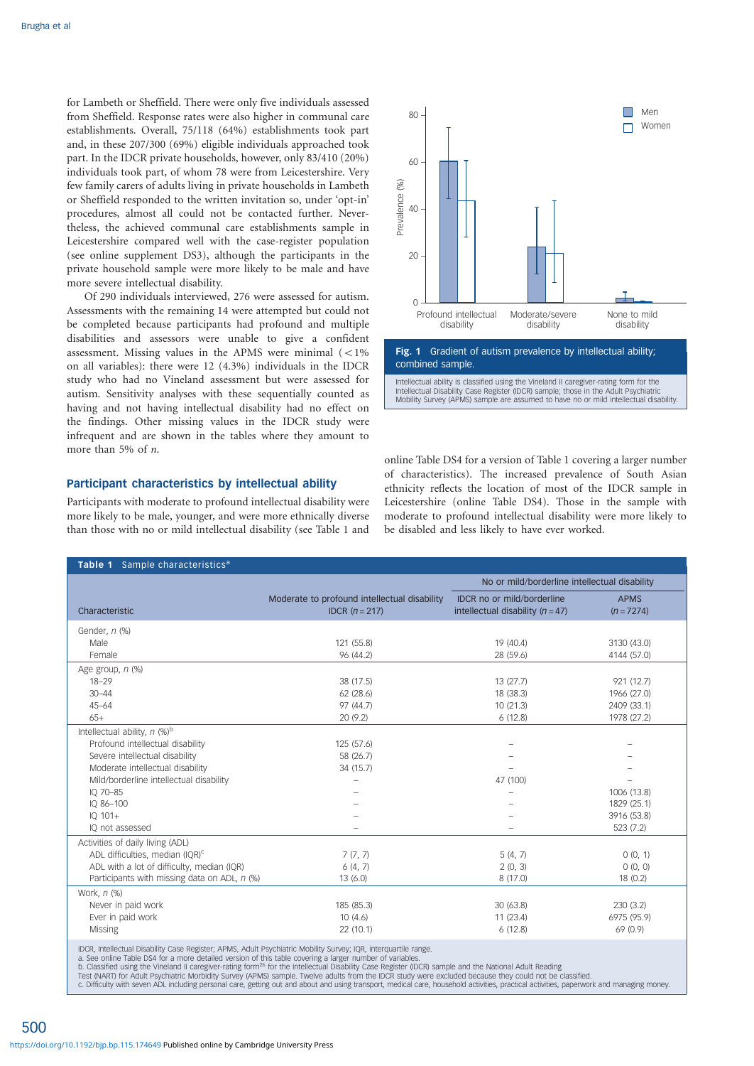for Lambeth or Sheffield. There were only five individuals assessed from Sheffield. Response rates were also higher in communal care establishments. Overall, 75/118 (64%) establishments took part and, in these 207/300 (69%) eligible individuals approached took part. In the IDCR private households, however, only 83/410 (20%) individuals took part, of whom 78 were from Leicestershire. Very few family carers of adults living in private households in Lambeth or Sheffield responded to the written invitation so, under 'opt-in' procedures, almost all could not be contacted further. Nevertheless, the achieved communal care establishments sample in Leicestershire compared well with the case-register population (see online supplement DS3), although the participants in the private household sample were more likely to be male and have more severe intellectual disability.

Of 290 individuals interviewed, 276 were assessed for autism. Assessments with the remaining 14 were attempted but could not be completed because participants had profound and multiple disabilities and assessors were unable to give a confident assessment. Missing values in the APMS were minimal (<1% on all variables): there were 12 (4.3%) individuals in the IDCR study who had no Vineland assessment but were assessed for autism. Sensitivity analyses with these sequentially counted as having and not having intellectual disability had no effect on the findings. Other missing values in the IDCR study were infrequent and are shown in the tables where they amount to more than 5% of *n*.

**Fig. 1** Gradient of autism prevalence by intellectual ability; combined sample.

Intellectual ability is classified using the Vineland II caregiver-rating form for the Intellectual Disability Case Register (IDCR) sample; those in the Adult Psychiatric Mobility Survey (APMS) sample are assumed to have no or mild intellectual disability.

## Participant characteristics by intellectual ability

Participants with moderate to profound intellectual disability were more likely to be male, younger, and were more ethnically diverse than those with no or mild intellectual disability (see Table 1 and online Table DS4 for a version of Table 1 covering a larger number of characteristics). The increased prevalence of South Asian ethnicity reflects the location of most of the IDCR sample in Leicestershire (online Table DS4). Those in the sample with moderate to profound intellectual disability were more likely to be disabled and less likely to have ever worked.

**Table 1** Sample characteristics[a]

| | | No or mild/borderline intellectual disability | |
|---|---|---|---|
| Characteristic | Moderate to profound intellectual disability IDCR (*n* = 217) | IDCR no or mild/borderline intellectual disability (*n* = 47) | APMS (*n* = 7274) |
| Gender, *n* (%) | | | |
| Male | 121 (55.8) | 19 (40.4) | 3130 (43.0) |
| Female | 96 (44.2) | 28 (59.6) | 4144 (57.0) |
| Age group, *n* (%) | | | |
| 18–29 | 38 (17.5) | 13 (27.7) | 921 (12.7) |
| 30–44 | 62 (28.6) | 18 (38.3) | 1966 (27.0) |
| 45–64 | 97 (44.7) | 10 (21.3) | 2409 (33.1) |
| 65+ | 20 (9.2) | 6 (12.8) | 1978 (27.2) |
| Intellectual ability, *n* (%)[b] | | | |
| Profound intellectual disability | 125 (57.6) | – | – |
| Severe intellectual disability | 58 (26.7) | – | – |
| Moderate intellectual disability | 34 (15.7) | – | – |
| Mild/borderline intellectual disability | – | 47 (100) | – |
| IQ 70–85 | – | – | 1006 (13.8) |
| IQ 86–100 | – | – | 1829 (25.1) |
| IQ 101+ | – | – | 3916 (53.8) |
| IQ not assessed | – | – | 523 (7.2) |
| Activities of daily living (ADL) | | | |
| ADL difficulties, median (IQR)[c] | 7 (7, 7) | 5 (4, 7) | 0 (0, 1) |
| ADL with a lot of difficulty, median (IQR) | 6 (4, 7) | 2 (0, 3) | 0 (0, 0) |
| Participants with missing data on ADL, *n* (%) | 13 (6.0) | 8 (17.0) | 18 (0.2) |
| Work, *n* (%) | | | |
| Never in paid work | 185 (85.3) | 30 (63.8) | 230 (3.2) |
| Ever in paid work | 10 (4.6) | 11 (23.4) | 6975 (95.9) |
| Missing | 22 (10.1) | 6 (12.8) | 69 (0.9) |

IDCR, Intellectual Disability Case Register; APMS, Adult Psychiatric Mobility Survey; IQR, interquartile range.
a. See online Table DS4 for a more detailed version of this table covering a larger number of variables.
b. Classified using the Vineland II caregiver-rating form[26] for the Intellectual Disability Case Register (IDCR) sample and the National Adult Reading Test (NART) for Adult Psychiatric Morbidity Survey (APMS) sample. Twelve adults from the IDCR study were excluded because they could not be classified.
c. Difficulty with seven ADL including personal care, getting out and about and using transport, medical care, household activities, practical activities, paperwork and managing money.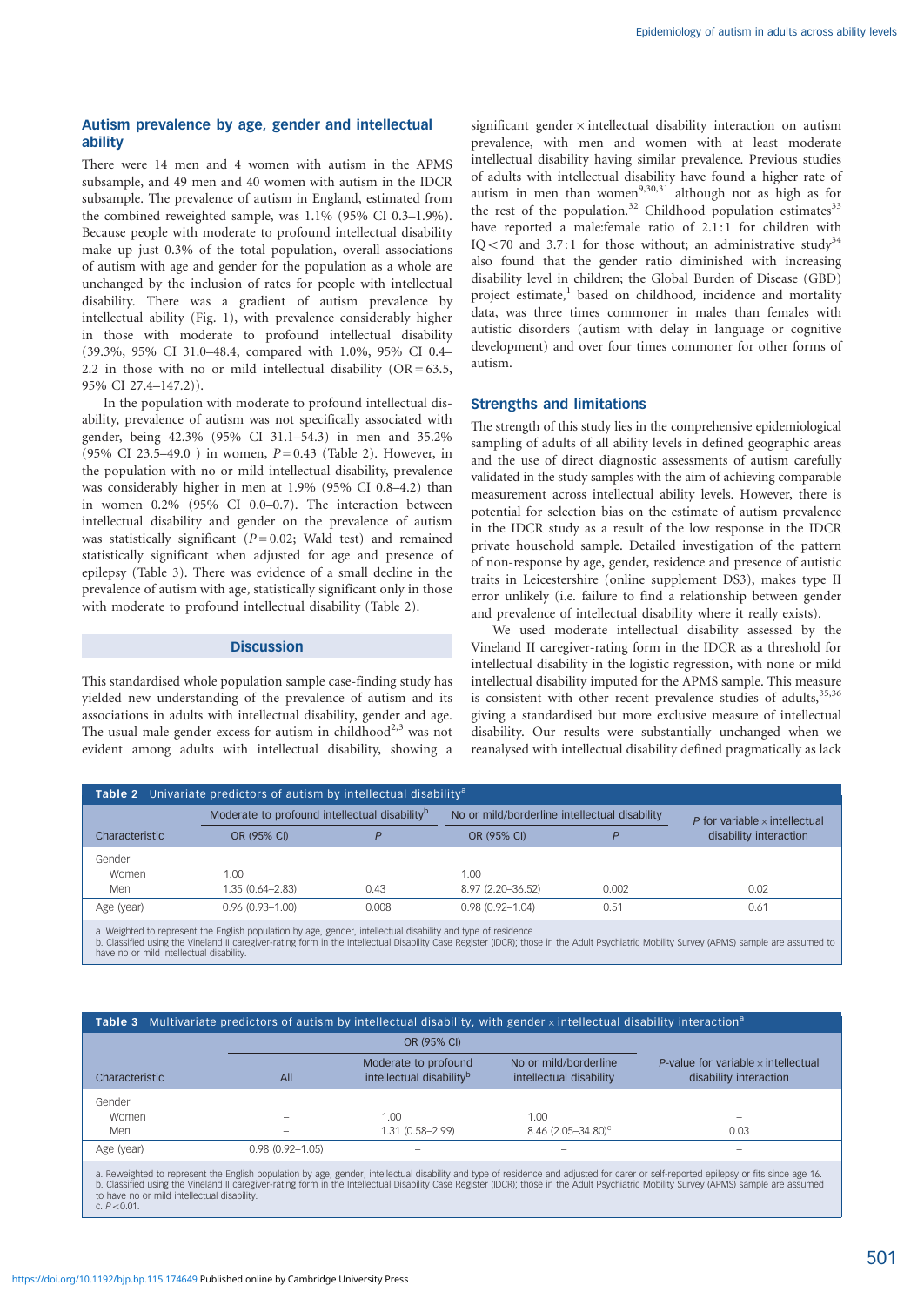## Autism prevalence by age, gender and intellectual ability

There were 14 men and 4 women with autism in the APMS subsample, and 49 men and 40 women with autism in the IDCR subsample. The prevalence of autism in England, estimated from the combined reweighted sample, was 1.1% (95% CI 0.3–1.9%). Because people with moderate to profound intellectual disability make up just 0.3% of the total population, overall associations of autism with age and gender for the population as a whole are unchanged by the inclusion of rates for people with intellectual disability. There was a gradient of autism prevalence by intellectual ability (Fig. 1), with prevalence considerably higher in those with moderate to profound intellectual disability (39.3%, 95% CI 31.0–48.4, compared with 1.0%, 95% CI 0.4–2.2 in those with no or mild intellectual disability (OR = 63.5, 95% CI 27.4–147.2)).

In the population with moderate to profound intellectual disability, prevalence of autism was not specifically associated with gender, being 42.3% (95% CI 31.1–54.3) in men and 35.2% (95% CI 23.5–49.0 ) in women, $P = 0.43$ (Table 2). However, in the population with no or mild intellectual disability, prevalence was considerably higher in men at 1.9% (95% CI 0.8–4.2) than in women 0.2% (95% CI 0.0–0.7). The interaction between intellectual disability and gender on the prevalence of autism was statistically significant ($P = 0.02$; Wald test) and remained statistically significant when adjusted for age and presence of epilepsy (Table 3). There was evidence of a small decline in the prevalence of autism with age, statistically significant only in those with moderate to profound intellectual disability (Table 2).

## Discussion

This standardised whole population sample case-finding study has yielded new understanding of the prevalence of autism and its associations in adults with intellectual disability, gender and age. The usual male gender excess for autism in childhood[2,3] was not evident among adults with intellectual disability, showing a significant gender × intellectual disability interaction on autism prevalence, with men and women with at least moderate intellectual disability having similar prevalence. Previous studies of adults with intellectual disability have found a higher rate of autism in men than women[9,30,31] although not as high as for the rest of the population.[32] Childhood population estimates[33] have reported a male:female ratio of 2.1:1 for children with IQ < 70 and 3.7:1 for those without; an administrative study[34] also found that the gender ratio diminished with increasing disability level in children; the Global Burden of Disease (GBD) project estimate,[1] based on childhood, incidence and mortality data, was three times commoner in males than females with autistic disorders (autism with delay in language or cognitive development) and over four times commoner for other forms of autism.

## Strengths and limitations

The strength of this study lies in the comprehensive epidemiological sampling of adults of all ability levels in defined geographic areas and the use of direct diagnostic assessments of autism carefully validated in the study samples with the aim of achieving comparable measurement across intellectual ability levels. However, there is potential for selection bias on the estimate of autism prevalence in the IDCR study as a result of the low response in the IDCR private household sample. Detailed investigation of the pattern of non-response by age, gender, residence and presence of autistic traits in Leicestershire (online supplement DS3), makes type II error unlikely (i.e. failure to find a relationship between gender and prevalence of intellectual disability where it really exists).

We used moderate intellectual disability assessed by the Vineland II caregiver-rating form in the IDCR as a threshold for intellectual disability in the logistic regression, with none or mild intellectual disability imputed for the APMS sample. This measure is consistent with other recent prevalence studies of adults,[35,36] giving a standardised but more exclusive measure of intellectual disability. Our results were substantially unchanged when we reanalysed with intellectual disability defined pragmatically as lack

**Table 2** Univariate predictors of autism by intellectual disability[a]

| Characteristic | Moderate to profound intellectual disability[b] OR (95% CI) | $P$ | No or mild/borderline intellectual disability OR (95% CI) | $P$ | $P$ for variable × intellectual disability interaction |
|---|---|---|---|---|---|
| Gender | | | | | |
| Women | 1.00 | | 1.00 | | |
| Men | 1.35 (0.64–2.83) | 0.43 | 8.97 (2.20–36.52) | 0.002 | 0.02 |
| Age (year) | 0.96 (0.93–1.00) | 0.008 | 0.98 (0.92–1.04) | 0.51 | 0.61 |

a. Weighted to represent the English population by age, gender, intellectual disability and type of residence.
b. Classified using the Vineland II caregiver-rating form in the Intellectual Disability Case Register (IDCR); those in the Adult Psychiatric Mobility Survey (APMS) sample are assumed to have no or mild intellectual disability.

**Table 3** Multivariate predictors of autism by intellectual disability, with gender × intellectual disability interaction[a]

| Characteristic | OR (95% CI) All | OR (95% CI) Moderate to profound intellectual disability[b] | OR (95% CI) No or mild/borderline intellectual disability | $P$-value for variable × intellectual disability interaction |
|---|---|---|---|---|
| Gender | | | | |
| Women | – | 1.00 | 1.00 | – |
| Men | – | 1.31 (0.58–2.99) | 8.46 (2.05–34.80)[c] | 0.03 |
| Age (year) | 0.98 (0.92–1.05) | – | – | – |

a. Reweighted to represent the English population by age, gender, intellectual disability and type of residence and adjusted for carer or self-reported epilepsy or fits since age 16.
b. Classified using the Vineland II caregiver-rating form in the Intellectual Disability Case Register (IDCR); those in the Adult Psychiatric Mobility Survey (APMS) sample are assumed to have no or mild intellectual disability.
c. $P < 0.01$.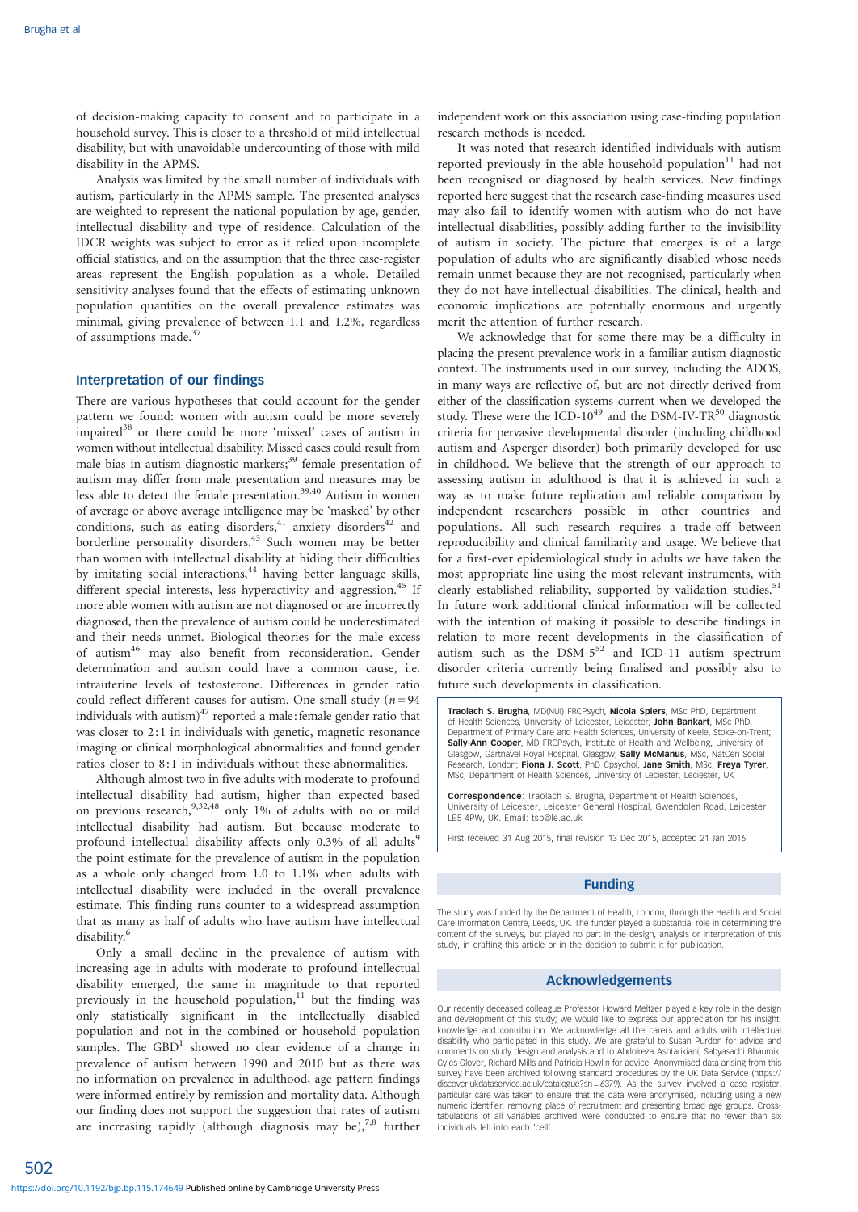of decision-making capacity to consent and to participate in a household survey. This is closer to a threshold of mild intellectual disability, but with unavoidable undercounting of those with mild disability in the APMS.

Analysis was limited by the small number of individuals with autism, particularly in the APMS sample. The presented analyses are weighted to represent the national population by age, gender, intellectual disability and type of residence. Calculation of the IDCR weights was subject to error as it relied upon incomplete official statistics, and on the assumption that the three case-register areas represent the English population as a whole. Detailed sensitivity analyses found that the effects of estimating unknown population quantities on the overall prevalence estimates was minimal, giving prevalence of between 1.1 and 1.2%, regardless of assumptions made.[37]

## Interpretation of our findings

There are various hypotheses that could account for the gender pattern we found: women with autism could be more severely impaired[38] or there could be more 'missed' cases of autism in women without intellectual disability. Missed cases could result from male bias in autism diagnostic markers;[39] female presentation of autism may differ from male presentation and measures may be less able to detect the female presentation.[39,40] Autism in women of average or above average intelligence may be 'masked' by other conditions, such as eating disorders,[41] anxiety disorders[42] and borderline personality disorders.[43] Such women may be better than women with intellectual disability at hiding their difficulties by imitating social interactions,[44] having better language skills, different special interests, less hyperactivity and aggression.[45] If more able women with autism are not diagnosed or are incorrectly diagnosed, then the prevalence of autism could be underestimated and their needs unmet. Biological theories for the male excess of autism[46] may also benefit from reconsideration. Gender determination and autism could have a common cause, i.e. intrauterine levels of testosterone. Differences in gender ratio could reflect different causes for autism. One small study ($n = 94$ individuals with autism)[47] reported a male:female gender ratio that was closer to 2:1 in individuals with genetic, magnetic resonance imaging or clinical morphological abnormalities and found gender ratios closer to 8:1 in individuals without these abnormalities.

Although almost two in five adults with moderate to profound intellectual disability had autism, higher than expected based on previous research,[9,32,48] only 1% of adults with no or mild intellectual disability had autism. But because moderate to profound intellectual disability affects only 0.3% of all adults[9] the point estimate for the prevalence of autism in the population as a whole only changed from 1.0 to 1.1% when adults with intellectual disability were included in the overall prevalence estimate. This finding runs counter to a widespread assumption that as many as half of adults who have autism have intellectual disability.[6]

Only a small decline in the prevalence of autism with increasing age in adults with moderate to profound intellectual disability emerged, the same in magnitude to that reported previously in the household population,[11] but the finding was only statistically significant in the intellectually disabled population and not in the combined or household population samples. The GBD[1] showed no clear evidence of a change in prevalence of autism between 1990 and 2010 but as there was no information on prevalence in adulthood, age pattern findings were informed entirely by remission and mortality data. Although our finding does not support the suggestion that rates of autism are increasing rapidly (although diagnosis may be),[7,8] further independent work on this association using case-finding population research methods is needed.

It was noted that research-identified individuals with autism reported previously in the able household population[11] had not been recognised or diagnosed by health services. New findings reported here suggest that the research case-finding measures used may also fail to identify women with autism who do not have intellectual disabilities, possibly adding further to the invisibility of autism in society. The picture that emerges is of a large population of adults who are significantly disabled whose needs remain unmet because they are not recognised, particularly when they do not have intellectual disabilities. The clinical, health and economic implications are potentially enormous and urgently merit the attention of further research.

We acknowledge that for some there may be a difficulty in placing the present prevalence work in a familiar autism diagnostic context. The instruments used in our survey, including the ADOS, in many ways are reflective of, but are not directly derived from either of the classification systems current when we developed the study. These were the ICD-10[49] and the DSM-IV-TR[50] diagnostic criteria for pervasive developmental disorder (including childhood autism and Asperger disorder) both primarily developed for use in childhood. We believe that the strength of our approach to assessing autism in adulthood is that it is achieved in such a way as to make future replication and reliable comparison by independent researchers possible in other countries and populations. All such research requires a trade-off between reproducibility and clinical familiarity and usage. We believe that for a first-ever epidemiological study in adults we have taken the most appropriate line using the most relevant instruments, with clearly established reliability, supported by validation studies.[51] In future work additional clinical information will be collected with the intention of making it possible to describe findings in relation to more recent developments in the classification of autism such as the DSM-5[52] and ICD-11 autism spectrum disorder criteria currently being finalised and possibly also to future such developments in classification.

**Traolach S. Brugha**, MD(NUI) FRCPsych, **Nicola Spiers**, MSc PhD, Department of Health Sciences, University of Leicester, Leicester; **John Bankart**, MSc PhD, Department of Primary Care and Health Sciences, University of Keele, Stoke-on-Trent; **Sally-Ann Cooper**, MD FRCPsych, Institute of Health and Wellbeing, University of Glasgow, Gartnavel Royal Hospital, Glasgow; **Sally McManus**, MSc, NatCen Social Research, London; **Fiona J. Scott**, PhD Cpsychol, **Jane Smith**, MSc, **Freya Tyrer**, MSc, Department of Health Sciences, University of Leciester, Leciester, UK

**Correspondence**: Traolach S. Brugha, Department of Health Sciences, University of Leicester, Leicester General Hospital, Gwendolen Road, Leicester LE5 4PW, UK. Email: tsb@le.ac.uk

First received 31 Aug 2015, final revision 13 Dec 2015, accepted 21 Jan 2016

## Funding

The study was funded by the Department of Health, London, through the Health and Social Care Information Centre, Leeds, UK. The funder played a substantial role in determining the content of the surveys, but played no part in the design, analysis or interpretation of this study, in drafting this article or in the decision to submit it for publication.

## Acknowledgements

Our recently deceased colleague Professor Howard Meltzer played a key role in the design and development of this study; we would like to express our appreciation for his insight, knowledge and contribution. We acknowledge all the carers and adults with intellectual disability who participated in this study. We are grateful to Susan Purdon for advice and comments on study design and analysis and to Abdolreza Ashtarikiani, Sabyasachi Bhaumik, Gyles Glover, Richard Mills and Patricia Howlin for advice. Anonymised data arising from this survey have been archived following standard procedures by the UK Data Service (https://discover.ukdataservice.ac.uk/catalogue?sn=6379). As the survey involved a case register, particular care was taken to ensure that the data were anonymised, including using a new numeric identifier, removing place of recruitment and presenting broad age groups. Cross-tabulations of all variables archived were conducted to ensure that no fewer than six individuals fell into each 'cell'.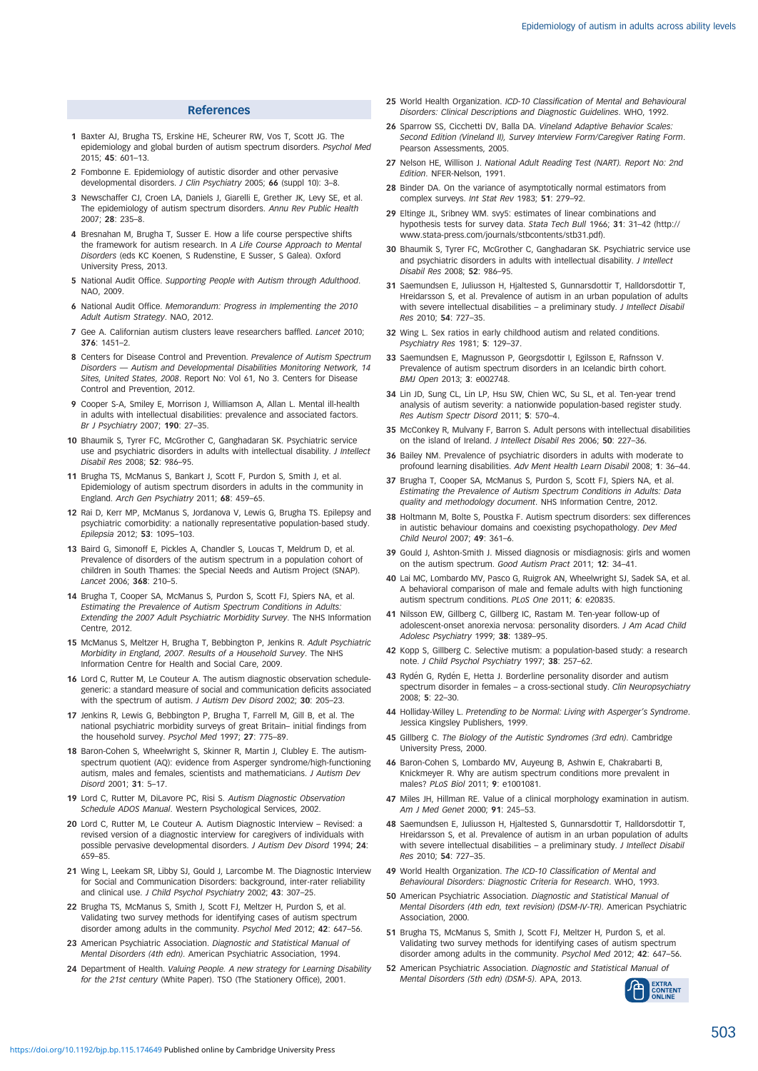## References

1 Baxter AJ, Brugha TS, Erskine HE, Scheurer RW, Vos T, Scott JG. The epidemiology and global burden of autism spectrum disorders. *Psychol Med* 2015; **45**: 601–13.

2 Fombonne E. Epidemiology of autistic disorder and other pervasive developmental disorders. *J Clin Psychiatry* 2005; **66** (suppl 10): 3–8.

3 Newschaffer CJ, Croen LA, Daniels J, Giarelli E, Grether JK, Levy SE, et al. The epidemiology of autism spectrum disorders. *Annu Rev Public Health* 2007; **28**: 235–8.

4 Bresnahan M, Brugha T, Susser E. How a life course perspective shifts the framework for autism research. In *A Life Course Approach to Mental Disorders* (eds KC Koenen, S Rudenstine, E Susser, S Galea). Oxford University Press, 2013.

5 National Audit Office. *Supporting People with Autism through Adulthood*. NAO, 2009.

6 National Audit Office. *Memorandum: Progress in Implementing the 2010 Adult Autism Strategy*. NAO, 2012.

7 Gee A. Californian autism clusters leave researchers baffled. *Lancet* 2010; **376**: 1451–2.

8 Centers for Disease Control and Prevention. *Prevalence of Autism Spectrum Disorders — Autism and Developmental Disabilities Monitoring Network, 14 Sites, United States, 2008*. Report No: Vol 61, No 3. Centers for Disease Control and Prevention, 2012.

9 Cooper S-A, Smiley E, Morrison J, Williamson A, Allan L. Mental ill-health in adults with intellectual disabilities: prevalence and associated factors. *Br J Psychiatry* 2007; **190**: 27–35.

10 Bhaumik S, Tyrer FC, McGrother C, Ganghadaran SK. Psychiatric service use and psychiatric disorders in adults with intellectual disability. *J Intellect Disabil Res* 2008; **52**: 986–95.

11 Brugha TS, McManus S, Bankart J, Scott F, Purdon S, Smith J, et al. Epidemiology of autism spectrum disorders in adults in the community in England. *Arch Gen Psychiatry* 2011; **68**: 459–65.

12 Rai D, Kerr MP, McManus S, Jordanova V, Lewis G, Brugha TS. Epilepsy and psychiatric comorbidity: a nationally representative population-based study. *Epilepsia* 2012; **53**: 1095–103.

13 Baird G, Simonoff E, Pickles A, Chandler S, Loucas T, Meldrum D, et al. Prevalence of disorders of the autism spectrum in a population cohort of children in South Thames: the Special Needs and Autism Project (SNAP). *Lancet* 2006; **368**: 210–5.

14 Brugha T, Cooper SA, McManus S, Purdon S, Scott FJ, Spiers NA, et al. *Estimating the Prevalence of Autism Spectrum Conditions in Adults: Extending the 2007 Adult Psychiatric Morbidity Survey*. The NHS Information Centre, 2012.

15 McManus S, Meltzer H, Brugha T, Bebbington P, Jenkins R. *Adult Psychiatric Morbidity in England, 2007. Results of a Household Survey*. The NHS Information Centre for Health and Social Care, 2009.

16 Lord C, Rutter M, Le Couteur A. The autism diagnostic observation schedule-generic: a standard measure of social and communication deficits associated with the spectrum of autism. *J Autism Dev Disord* 2002; **30**: 205–23.

17 Jenkins R, Lewis G, Bebbington P, Brugha T, Farrell M, Gill B, et al. The national psychiatric morbidity surveys of great Britain– initial findings from the household survey. *Psychol Med* 1997; **27**: 775–89.

18 Baron-Cohen S, Wheelwright S, Skinner R, Martin J, Clubley E. The autism-spectrum quotient (AQ): evidence from Asperger syndrome/high-functioning autism, males and females, scientists and mathematicians. *J Autism Dev Disord* 2001; **31**: 5–17.

19 Lord C, Rutter M, DiLavore PC, Risi S. *Autism Diagnostic Observation Schedule ADOS Manual*. Western Psychological Services, 2002.

20 Lord C, Rutter M, Le Couteur A. Autism Diagnostic Interview – Revised: a revised version of a diagnostic interview for caregivers of individuals with possible pervasive developmental disorders. *J Autism Dev Disord* 1994; **24**: 659–85.

21 Wing L, Leekam SR, Libby SJ, Gould J, Larcombe M. The Diagnostic Interview for Social and Communication Disorders: background, inter-rater reliability and clinical use. *J Child Psychol Psychiatry* 2002; **43**: 307–25.

22 Brugha TS, McManus S, Smith J, Scott FJ, Meltzer H, Purdon S, et al. Validating two survey methods for identifying cases of autism spectrum disorder among adults in the community. *Psychol Med* 2012; **42**: 647–56.

23 American Psychiatric Association. *Diagnostic and Statistical Manual of Mental Disorders (4th edn)*. American Psychiatric Association, 1994.

24 Department of Health. *Valuing People. A new strategy for Learning Disability for the 21st century* (White Paper). TSO (The Stationery Office), 2001.

25 World Health Organization. *ICD-10 Classification of Mental and Behavioural Disorders: Clinical Descriptions and Diagnostic Guidelines*. WHO, 1992.

26 Sparrow SS, Cicchetti DV, Balla DA. *Vineland Adaptive Behavior Scales: Second Edition (Vineland II), Survey Interview Form/Caregiver Rating Form*. Pearson Assessments, 2005.

27 Nelson HE, Willison J. *National Adult Reading Test (NART). Report No: 2nd Edition*. NFER-Nelson, 1991.

28 Binder DA. On the variance of asymptotically normal estimators from complex surveys. *Int Stat Rev* 1983; **51**: 279–92.

29 Eltinge JL, Sribney WM. svy5: estimates of linear combinations and hypothesis tests for survey data. *Stata Tech Bull* 1966; **31**: 31–42 (http://www.stata-press.com/journals/stbcontents/stb31.pdf).

30 Bhaumik S, Tyrer FC, McGrother C, Ganghadaran SK. Psychiatric service use and psychiatric disorders in adults with intellectual disability. *J Intellect Disabil Res* 2008; **52**: 986–95.

31 Saemundsen E, Juliusson H, Hjaltested S, Gunnarsdottir T, Halldorsdottir T, Hreidarsson S, et al. Prevalence of autism in an urban population of adults with severe intellectual disabilities – a preliminary study. *J Intellect Disabil Res* 2010; **54**: 727–35.

32 Wing L. Sex ratios in early childhood autism and related conditions. *Psychiatry Res* 1981; **5**: 129–37.

33 Saemundsen E, Magnusson P, Georgsdottir I, Egilsson E, Rafnsson V. Prevalence of autism spectrum disorders in an Icelandic birth cohort. *BMJ Open* 2013; **3**: e002748.

34 Lin JD, Sung CL, Lin LP, Hsu SW, Chien WC, Su SL, et al. Ten-year trend analysis of autism severity: a nationwide population-based register study. *Res Autism Spectr Disord* 2011; **5**: 570–4.

35 McConkey R, Mulvany F, Barron S. Adult persons with intellectual disabilities on the island of Ireland. *J Intellect Disabil Res* 2006; **50**: 227–36.

36 Bailey NM. Prevalence of psychiatric disorders in adults with moderate to profound learning disabilities. *Adv Ment Health Learn Disabil* 2008; **1**: 36–44.

37 Brugha T, Cooper SA, McManus S, Purdon S, Scott FJ, Spiers NA, et al. *Estimating the Prevalence of Autism Spectrum Conditions in Adults: Data quality and methodology document*. NHS Information Centre, 2012.

38 Holtmann M, Bolte S, Poustka F. Autism spectrum disorders: sex differences in autistic behaviour domains and coexisting psychopathology. *Dev Med Child Neurol* 2007; **49**: 361–6.

39 Gould J, Ashton-Smith J. Missed diagnosis or misdiagnosis: girls and women on the autism spectrum. *Good Autism Pract* 2011; **12**: 34–41.

40 Lai MC, Lombardo MV, Pasco G, Ruigrok AN, Wheelwright SJ, Sadek SA, et al. A behavioral comparison of male and female adults with high functioning autism spectrum conditions. *PLoS One* 2011; **6**: e20835.

41 Nilsson EW, Gillberg C, Gillberg IC, Rastam M. Ten-year follow-up of adolescent-onset anorexia nervosa: personality disorders. *J Am Acad Child Adolesc Psychiatry* 1999; **38**: 1389–95.

42 Kopp S, Gillberg C. Selective mutism: a population-based study: a research note. *J Child Psychol Psychiatry* 1997; **38**: 257–62.

43 Rydén G, Rydén E, Hetta J. Borderline personality disorder and autism spectrum disorder in females – a cross-sectional study. *Clin Neuropsychiatry* 2008; **5**: 22–30.

44 Holliday-Willey L. *Pretending to be Normal: Living with Asperger's Syndrome*. Jessica Kingsley Publishers, 1999.

45 Gillberg C. *The Biology of the Autistic Syndromes (3rd edn)*. Cambridge University Press, 2000.

46 Baron-Cohen S, Lombardo MV, Auyeung B, Ashwin E, Chakrabarti B, Knickmeyer R. Why are autism spectrum conditions more prevalent in males? *PLoS Biol* 2011; **9**: e1001081.

47 Miles JH, Hillman RE. Value of a clinical morphology examination in autism. *Am J Med Genet* 2000; **91**: 245–53.

48 Saemundsen E, Juliusson H, Hjaltested S, Gunnarsdottir T, Halldorsdottir T, Hreidarsson S, et al. Prevalence of autism in an urban population of adults with severe intellectual disabilities – a preliminary study. *J Intellect Disabil Res* 2010; **54**: 727–35.

49 World Health Organization. *The ICD-10 Classification of Mental and Behavioural Disorders: Diagnostic Criteria for Research*. WHO, 1993.

50 American Psychiatric Association. *Diagnostic and Statistical Manual of Mental Disorders (4th edn, text revision) (DSM-IV-TR)*. American Psychiatric Association, 2000.

51 Brugha TS, McManus S, Smith J, Scott FJ, Meltzer H, Purdon S, et al. Validating two survey methods for identifying cases of autism spectrum disorder among adults in the community. *Psychol Med* 2012; **42**: 647–56.

52 American Psychiatric Association. *Diagnostic and Statistical Manual of Mental Disorders (5th edn) (DSM-5)*. APA, 2013.